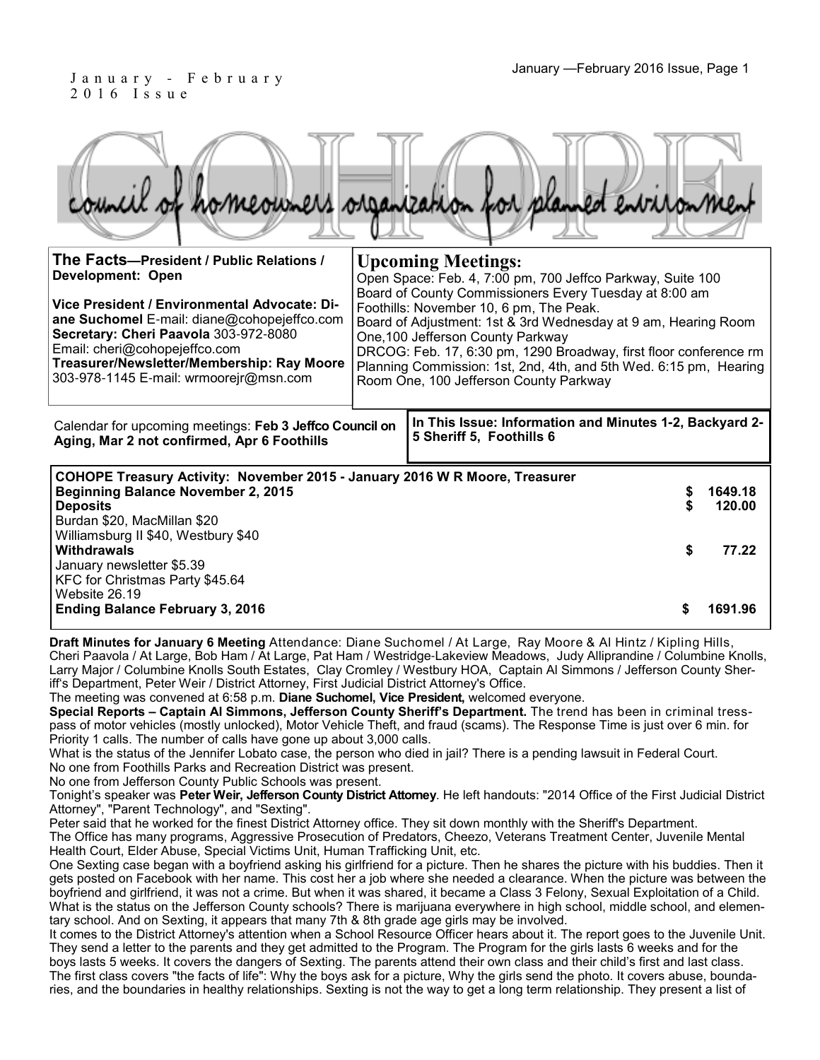January - February
2016 Issue

# COHOPE

council of homeowners organization for planned environment

**The Facts—President / Public Relations / Development: Open**

**Vice President / Environmental Advocate: Diane Suchomel** E-mail: diane@cohopejeffco.com
**Secretary: Cheri Paavola** 303-972-8080
Email: cheri@cohopejeffco.com
**Treasurer/Newsletter/Membership: Ray Moore** 303-978-1145 E-mail: wrmoorejr@msn.com

## Upcoming Meetings:

Open Space: Feb. 4, 7:00 pm, 700 Jeffco Parkway, Suite 100
Board of County Commissioners Every Tuesday at 8:00 am
Foothills: November 10, 6 pm, The Peak.
Board of Adjustment: 1st & 3rd Wednesday at 9 am, Hearing Room One,100 Jefferson County Parkway
DRCOG: Feb. 17, 6:30 pm, 1290 Broadway, first floor conference rm
Planning Commission: 1st, 2nd, 4th, and 5th Wed. 6:15 pm, Hearing Room One, 100 Jefferson County Parkway

Calendar for upcoming meetings: **Feb 3 Jeffco Council on Aging, Mar 2 not confirmed, Apr 6 Foothills**

**In This Issue: Information and Minutes 1-2, Backyard 2-5 Sheriff 5, Foothills 6**

| **COHOPE Treasury Activity: November 2015 - January 2016 W R Moore, Treasurer** | |
|---|---|
| **Beginning Balance November 2, 2015** | **$ 1649.18** |
| **Deposits** | **$ 120.00** |
| Burdan $20, MacMillan $20 | |
| Williamsburg II $40, Westbury $40 | |
| **Withdrawals** | **$ 77.22** |
| January newsletter $5.39 | |
| KFC for Christmas Party $45.64 | |
| Website 26.19 | |
| **Ending Balance February 3, 2016** | **$ 1691.96** |

**Draft Minutes for January 6 Meeting** Attendance: Diane Suchomel / At Large, Ray Moore & Al Hintz / Kipling Hills, Cheri Paavola / At Large, Bob Ham / At Large, Pat Ham / Westridge-Lakeview Meadows, Judy Alliprandine / Columbine Knolls, Larry Major / Columbine Knolls South Estates, Clay Cromley / Westbury HOA, Captain Al Simmons / Jefferson County Sheriff's Department, Peter Weir / District Attorney, First Judicial District Attorney's Office.

The meeting was convened at 6:58 p.m. **Diane Suchomel, Vice President,** welcomed everyone.

**Special Reports – Captain Al Simmons, Jefferson County Sheriff's Department.** The trend has been in criminal tresspass of motor vehicles (mostly unlocked), Motor Vehicle Theft, and fraud (scams). The Response Time is just over 6 min. for Priority 1 calls. The number of calls have gone up about 3,000 calls.

What is the status of the Jennifer Lobato case, the person who died in jail? There is a pending lawsuit in Federal Court.

No one from Foothills Parks and Recreation District was present.

No one from Jefferson County Public Schools was present.

Tonight's speaker was **Peter Weir, Jefferson County District Attorney**. He left handouts: "2014 Office of the First Judicial District Attorney", "Parent Technology", and "Sexting".

Peter said that he worked for the finest District Attorney office. They sit down monthly with the Sheriff's Department.

The Office has many programs, Aggressive Prosecution of Predators, Cheezo, Veterans Treatment Center, Juvenile Mental Health Court, Elder Abuse, Special Victims Unit, Human Trafficking Unit, etc.

One Sexting case began with a boyfriend asking his girlfriend for a picture. Then he shares the picture with his buddies. Then it gets posted on Facebook with her name. This cost her a job where she needed a clearance. When the picture was between the boyfriend and girlfriend, it was not a crime. But when it was shared, it became a Class 3 Felony, Sexual Exploitation of a Child.

What is the status on the Jefferson County schools? There is marijuana everywhere in high school, middle school, and elementary school. And on Sexting, it appears that many 7th & 8th grade age girls may be involved.

It comes to the District Attorney's attention when a School Resource Officer hears about it. The report goes to the Juvenile Unit. They send a letter to the parents and they get admitted to the Program. The Program for the girls lasts 6 weeks and for the boys lasts 5 weeks. It covers the dangers of Sexting. The parents attend their own class and their child's first and last class. The first class covers "the facts of life": Why the boys ask for a picture, Why the girls send the photo. It covers abuse, boundaries, and the boundaries in healthy relationships. Sexting is not the way to get a long term relationship. They present a list of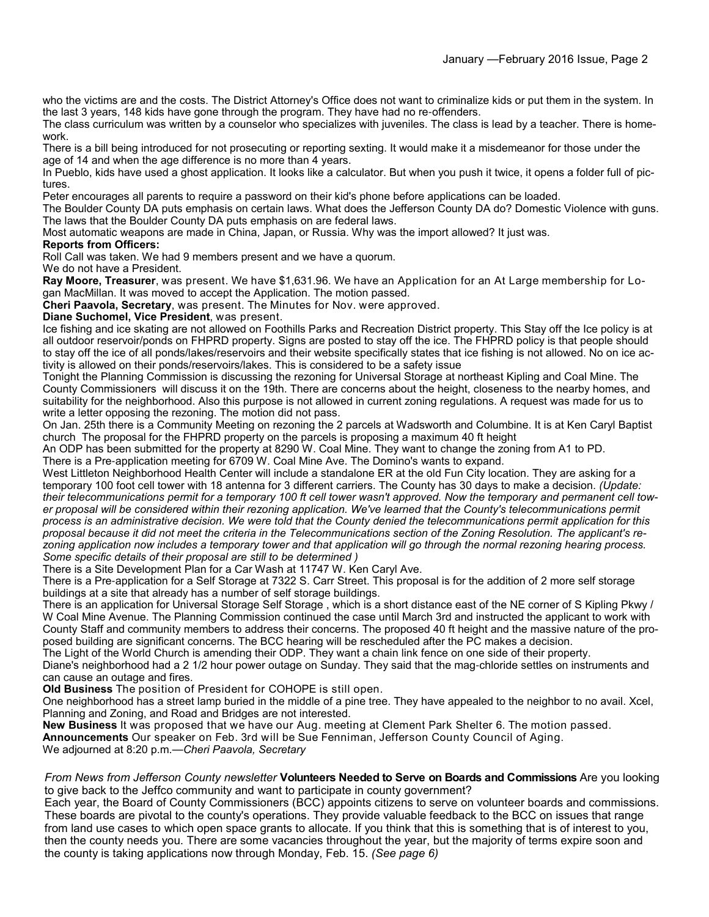who the victims are and the costs. The District Attorney's Office does not want to criminalize kids or put them in the system. In the last 3 years, 148 kids have gone through the program. They have had no re-offenders.

The class curriculum was written by a counselor who specializes with juveniles. The class is lead by a teacher. There is homework.

There is a bill being introduced for not prosecuting or reporting sexting. It would make it a misdemeanor for those under the age of 14 and when the age difference is no more than 4 years.

In Pueblo, kids have used a ghost application. It looks like a calculator. But when you push it twice, it opens a folder full of pictures.

Peter encourages all parents to require a password on their kid's phone before applications can be loaded.

The Boulder County DA puts emphasis on certain laws. What does the Jefferson County DA do? Domestic Violence with guns. The laws that the Boulder County DA puts emphasis on are federal laws.

Most automatic weapons are made in China, Japan, or Russia. Why was the import allowed? It just was.

**Reports from Officers:**

Roll Call was taken. We had 9 members present and we have a quorum.

We do not have a President.

**Ray Moore, Treasurer**, was present. We have $1,631.96. We have an Application for an At Large membership for Logan MacMillan. It was moved to accept the Application. The motion passed.

**Cheri Paavola, Secretary**, was present. The Minutes for Nov. were approved.

**Diane Suchomel, Vice President**, was present.

Ice fishing and ice skating are not allowed on Foothills Parks and Recreation District property. This Stay off the Ice policy is at all outdoor reservoir/ponds on FHPRD property. Signs are posted to stay off the ice. The FHPRD policy is that people should to stay off the ice of all ponds/lakes/reservoirs and their website specifically states that ice fishing is not allowed. No on ice activity is allowed on their ponds/reservoirs/lakes. This is considered to be a safety issue

Tonight the Planning Commission is discussing the rezoning for Universal Storage at northeast Kipling and Coal Mine. The County Commissioners will discuss it on the 19th. There are concerns about the height, closeness to the nearby homes, and suitability for the neighborhood. Also this purpose is not allowed in current zoning regulations. A request was made for us to write a letter opposing the rezoning. The motion did not pass.

On Jan. 25th there is a Community Meeting on rezoning the 2 parcels at Wadsworth and Columbine. It is at Ken Caryl Baptist church The proposal for the FHPRD property on the parcels is proposing a maximum 40 ft height

An ODP has been submitted for the property at 8290 W. Coal Mine. They want to change the zoning from A1 to PD.

There is a Pre-application meeting for 6709 W. Coal Mine Ave. The Domino's wants to expand.

West Littleton Neighborhood Health Center will include a standalone ER at the old Fun City location. They are asking for a temporary 100 foot cell tower with 18 antenna for 3 different carriers. The County has 30 days to make a decision. *(Update: their telecommunications permit for a temporary 100 ft cell tower wasn't approved. Now the temporary and permanent cell tower proposal will be considered within their rezoning application. We've learned that the County's telecommunications permit process is an administrative decision. We were told that the County denied the telecommunications permit application for this proposal because it did not meet the criteria in the Telecommunications section of the Zoning Resolution. The applicant's rezoning application now includes a temporary tower and that application will go through the normal rezoning hearing process. Some specific details of their proposal are still to be determined )*

There is a Site Development Plan for a Car Wash at 11747 W. Ken Caryl Ave.

There is a Pre-application for a Self Storage at 7322 S. Carr Street. This proposal is for the addition of 2 more self storage buildings at a site that already has a number of self storage buildings.

There is an application for Universal Storage Self Storage , which is a short distance east of the NE corner of S Kipling Pkwy / W Coal Mine Avenue. The Planning Commission continued the case until March 3rd and instructed the applicant to work with County Staff and community members to address their concerns. The proposed 40 ft height and the massive nature of the proposed building are significant concerns. The BCC hearing will be rescheduled after the PC makes a decision.

The Light of the World Church is amending their ODP. They want a chain link fence on one side of their property.

Diane's neighborhood had a 2 1/2 hour power outage on Sunday. They said that the mag-chloride settles on instruments and can cause an outage and fires.

**Old Business** The position of President for COHOPE is still open.

One neighborhood has a street lamp buried in the middle of a pine tree. They have appealed to the neighbor to no avail. Xcel, Planning and Zoning, and Road and Bridges are not interested.

**New Business** It was proposed that we have our Aug. meeting at Clement Park Shelter 6. The motion passed.

**Announcements** Our speaker on Feb. 3rd will be Sue Fenniman, Jefferson County Council of Aging.

We adjourned at 8:20 p.m.—*Cheri Paavola, Secretary*

*From News from Jefferson County newsletter* **Volunteers Needed to Serve on Boards and Commissions** Are you looking to give back to the Jeffco community and want to participate in county government?

Each year, the Board of County Commissioners (BCC) appoints citizens to serve on volunteer boards and commissions. These boards are pivotal to the county's operations. They provide valuable feedback to the BCC on issues that range from land use cases to which open space grants to allocate. If you think that this is something that is of interest to you, then the county needs you. There are some vacancies throughout the year, but the majority of terms expire soon and the county is taking applications now through Monday, Feb. 15. *(See page 6)*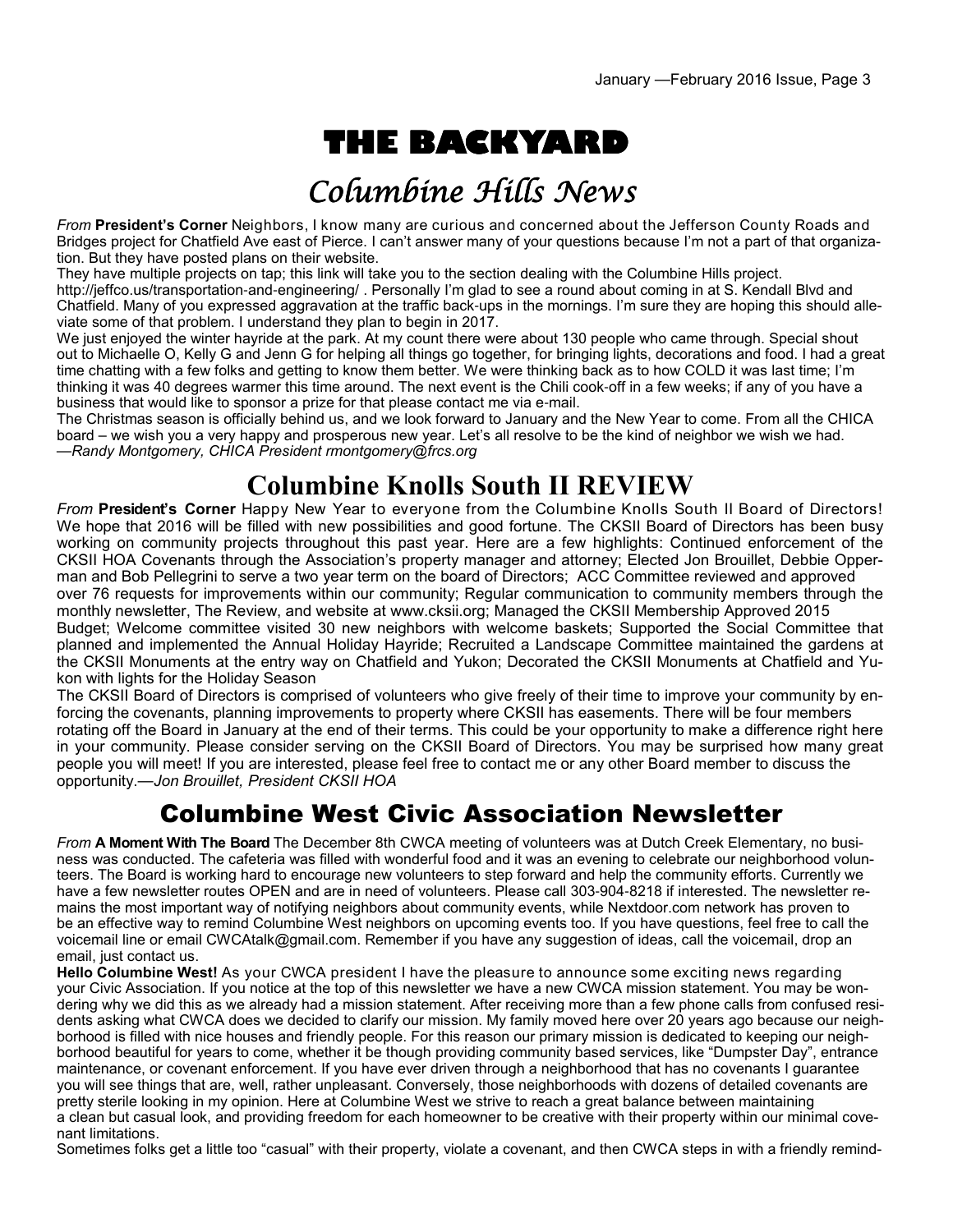# THE BACKYARD

## Columbine Hills News

*From* **President's Corner** Neighbors, I know many are curious and concerned about the Jefferson County Roads and Bridges project for Chatfield Ave east of Pierce. I can't answer many of your questions because I'm not a part of that organization. But they have posted plans on their website.

They have multiple projects on tap; this link will take you to the section dealing with the Columbine Hills project. http://jeffco.us/transportation-and-engineering/ . Personally I'm glad to see a round about coming in at S. Kendall Blvd and Chatfield. Many of you expressed aggravation at the traffic back-ups in the mornings. I'm sure they are hoping this should alleviate some of that problem. I understand they plan to begin in 2017.

We just enjoyed the winter hayride at the park. At my count there were about 130 people who came through. Special shout out to Michaelle O, Kelly G and Jenn G for helping all things go together, for bringing lights, decorations and food. I had a great time chatting with a few folks and getting to know them better. We were thinking back as to how COLD it was last time; I'm thinking it was 40 degrees warmer this time around. The next event is the Chili cook-off in a few weeks; if any of you have a business that would like to sponsor a prize for that please contact me via e-mail.

The Christmas season is officially behind us, and we look forward to January and the New Year to come. From all the CHICA board – we wish you a very happy and prosperous new year. Let's all resolve to be the kind of neighbor we wish we had. *—Randy Montgomery, CHICA President rmontgomery@frcs.org*

## Columbine Knolls South II REVIEW

*From* **President's Corner** Happy New Year to everyone from the Columbine Knolls South II Board of Directors! We hope that 2016 will be filled with new possibilities and good fortune. The CKSII Board of Directors has been busy working on community projects throughout this past year. Here are a few highlights: Continued enforcement of the CKSII HOA Covenants through the Association's property manager and attorney; Elected Jon Brouillet, Debbie Opperman and Bob Pellegrini to serve a two year term on the board of Directors; ACC Committee reviewed and approved over 76 requests for improvements within our community; Regular communication to community members through the monthly newsletter, The Review, and website at www.cksii.org; Managed the CKSII Membership Approved 2015 Budget; Welcome committee visited 30 new neighbors with welcome baskets; Supported the Social Committee that planned and implemented the Annual Holiday Hayride; Recruited a Landscape Committee maintained the gardens at the CKSII Monuments at the entry way on Chatfield and Yukon; Decorated the CKSII Monuments at Chatfield and Yukon with lights for the Holiday Season

The CKSII Board of Directors is comprised of volunteers who give freely of their time to improve your community by enforcing the covenants, planning improvements to property where CKSII has easements. There will be four members rotating off the Board in January at the end of their terms. This could be your opportunity to make a difference right here in your community. Please consider serving on the CKSII Board of Directors. You may be surprised how many great people you will meet! If you are interested, please feel free to contact me or any other Board member to discuss the opportunity.*—Jon Brouillet, President CKSII HOA*

## Columbine West Civic Association Newsletter

*From* **A Moment With The Board** The December 8th CWCA meeting of volunteers was at Dutch Creek Elementary, no business was conducted. The cafeteria was filled with wonderful food and it was an evening to celebrate our neighborhood volunteers. The Board is working hard to encourage new volunteers to step forward and help the community efforts. Currently we have a few newsletter routes OPEN and are in need of volunteers. Please call 303-904-8218 if interested. The newsletter remains the most important way of notifying neighbors about community events, while Nextdoor.com network has proven to be an effective way to remind Columbine West neighbors on upcoming events too. If you have questions, feel free to call the voicemail line or email CWCAtalk@gmail.com. Remember if you have any suggestion of ideas, call the voicemail, drop an email, just contact us.

**Hello Columbine West!** As your CWCA president I have the pleasure to announce some exciting news regarding your Civic Association. If you notice at the top of this newsletter we have a new CWCA mission statement. You may be wondering why we did this as we already had a mission statement. After receiving more than a few phone calls from confused residents asking what CWCA does we decided to clarify our mission. My family moved here over 20 years ago because our neighborhood is filled with nice houses and friendly people. For this reason our primary mission is dedicated to keeping our neighborhood beautiful for years to come, whether it be though providing community based services, like "Dumpster Day", entrance maintenance, or covenant enforcement. If you have ever driven through a neighborhood that has no covenants I guarantee you will see things that are, well, rather unpleasant. Conversely, those neighborhoods with dozens of detailed covenants are pretty sterile looking in my opinion. Here at Columbine West we strive to reach a great balance between maintaining a clean but casual look, and providing freedom for each homeowner to be creative with their property within our minimal covenant limitations.

Sometimes folks get a little too "casual" with their property, violate a covenant, and then CWCA steps in with a friendly remind-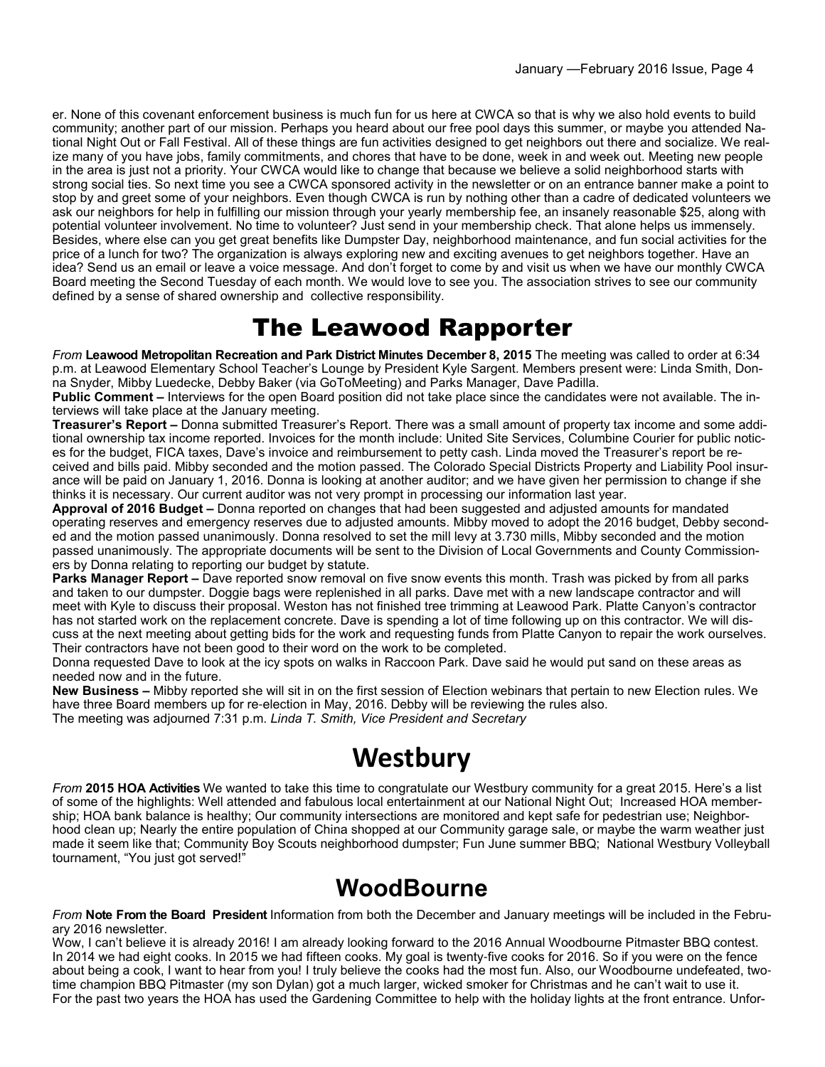er. None of this covenant enforcement business is much fun for us here at CWCA so that is why we also hold events to build community; another part of our mission. Perhaps you heard about our free pool days this summer, or maybe you attended National Night Out or Fall Festival. All of these things are fun activities designed to get neighbors out there and socialize. We realize many of you have jobs, family commitments, and chores that have to be done, week in and week out. Meeting new people in the area is just not a priority. Your CWCA would like to change that because we believe a solid neighborhood starts with strong social ties. So next time you see a CWCA sponsored activity in the newsletter or on an entrance banner make a point to stop by and greet some of your neighbors. Even though CWCA is run by nothing other than a cadre of dedicated volunteers we ask our neighbors for help in fulfilling our mission through your yearly membership fee, an insanely reasonable $25, along with potential volunteer involvement. No time to volunteer? Just send in your membership check. That alone helps us immensely. Besides, where else can you get great benefits like Dumpster Day, neighborhood maintenance, and fun social activities for the price of a lunch for two? The organization is always exploring new and exciting avenues to get neighbors together. Have an idea? Send us an email or leave a voice message. And don't forget to come by and visit us when we have our monthly CWCA Board meeting the Second Tuesday of each month. We would love to see you. The association strives to see our community defined by a sense of shared ownership and collective responsibility.

# The Leawood Rapporter

*From* **Leawood Metropolitan Recreation and Park District Minutes December 8, 2015** The meeting was called to order at 6:34 p.m. at Leawood Elementary School Teacher's Lounge by President Kyle Sargent. Members present were: Linda Smith, Donna Snyder, Mibby Luedecke, Debby Baker (via GoToMeeting) and Parks Manager, Dave Padilla.

**Public Comment –** Interviews for the open Board position did not take place since the candidates were not available. The interviews will take place at the January meeting.

**Treasurer's Report –** Donna submitted Treasurer's Report. There was a small amount of property tax income and some additional ownership tax income reported. Invoices for the month include: United Site Services, Columbine Courier for public notices for the budget, FICA taxes, Dave's invoice and reimbursement to petty cash. Linda moved the Treasurer's report be received and bills paid. Mibby seconded and the motion passed. The Colorado Special Districts Property and Liability Pool insurance will be paid on January 1, 2016. Donna is looking at another auditor; and we have given her permission to change if she thinks it is necessary. Our current auditor was not very prompt in processing our information last year.

**Approval of 2016 Budget –** Donna reported on changes that had been suggested and adjusted amounts for mandated operating reserves and emergency reserves due to adjusted amounts. Mibby moved to adopt the 2016 budget, Debby seconded and the motion passed unanimously. Donna resolved to set the mill levy at 3.730 mills, Mibby seconded and the motion passed unanimously. The appropriate documents will be sent to the Division of Local Governments and County Commissioners by Donna relating to reporting our budget by statute.

**Parks Manager Report –** Dave reported snow removal on five snow events this month. Trash was picked by from all parks and taken to our dumpster. Doggie bags were replenished in all parks. Dave met with a new landscape contractor and will meet with Kyle to discuss their proposal. Weston has not finished tree trimming at Leawood Park. Platte Canyon's contractor has not started work on the replacement concrete. Dave is spending a lot of time following up on this contractor. We will discuss at the next meeting about getting bids for the work and requesting funds from Platte Canyon to repair the work ourselves. Their contractors have not been good to their word on the work to be completed.

Donna requested Dave to look at the icy spots on walks in Raccoon Park. Dave said he would put sand on these areas as needed now and in the future.

**New Business –** Mibby reported she will sit in on the first session of Election webinars that pertain to new Election rules. We have three Board members up for re-election in May, 2016. Debby will be reviewing the rules also.

The meeting was adjourned 7:31 p.m. *Linda T. Smith, Vice President and Secretary*

# Westbury

*From* **2015 HOA Activities** We wanted to take this time to congratulate our Westbury community for a great 2015. Here's a list of some of the highlights: Well attended and fabulous local entertainment at our National Night Out; Increased HOA membership; HOA bank balance is healthy; Our community intersections are monitored and kept safe for pedestrian use; Neighborhood clean up; Nearly the entire population of China shopped at our Community garage sale, or maybe the warm weather just made it seem like that; Community Boy Scouts neighborhood dumpster; Fun June summer BBQ; National Westbury Volleyball tournament, "You just got served!"

# WoodBourne

*From* **Note From the Board President** Information from both the December and January meetings will be included in the February 2016 newsletter.

Wow, I can't believe it is already 2016! I am already looking forward to the 2016 Annual Woodbourne Pitmaster BBQ contest. In 2014 we had eight cooks. In 2015 we had fifteen cooks. My goal is twenty-five cooks for 2016. So if you were on the fence about being a cook, I want to hear from you! I truly believe the cooks had the most fun. Also, our Woodbourne undefeated, two-time champion BBQ Pitmaster (my son Dylan) got a much larger, wicked smoker for Christmas and he can't wait to use it.

For the past two years the HOA has used the Gardening Committee to help with the holiday lights at the front entrance. Unfor-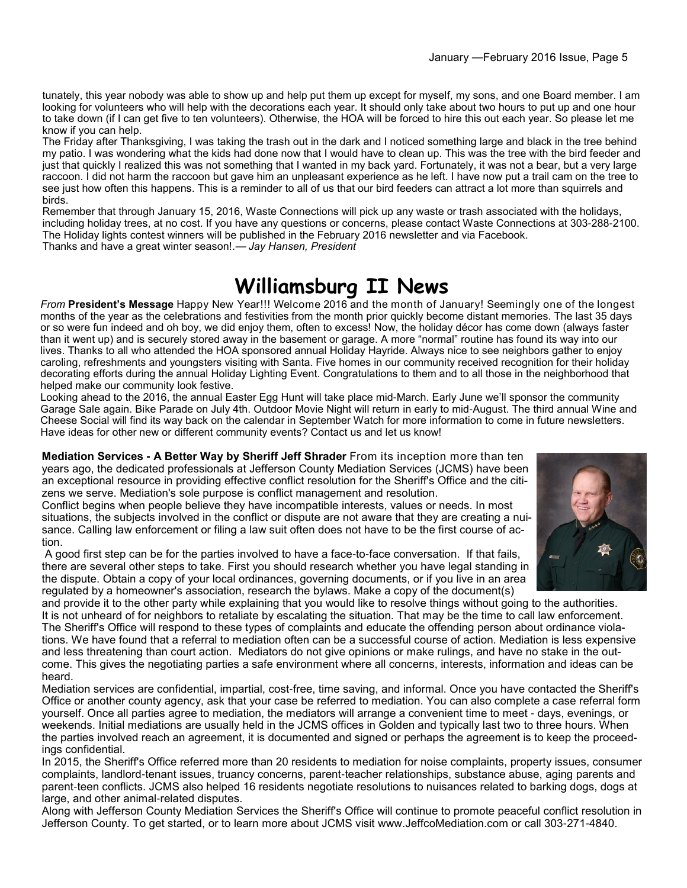tunately, this year nobody was able to show up and help put them up except for myself, my sons, and one Board member. I am looking for volunteers who will help with the decorations each year. It should only take about two hours to put up and one hour to take down (if I can get five to ten volunteers). Otherwise, the HOA will be forced to hire this out each year. So please let me know if you can help.

The Friday after Thanksgiving, I was taking the trash out in the dark and I noticed something large and black in the tree behind my patio. I was wondering what the kids had done now that I would have to clean up. This was the tree with the bird feeder and just that quickly I realized this was not something that I wanted in my back yard. Fortunately, it was not a bear, but a very large raccoon. I did not harm the raccoon but gave him an unpleasant experience as he left. I have now put a trail cam on the tree to see just how often this happens. This is a reminder to all of us that our bird feeders can attract a lot more than squirrels and birds.

Remember that through January 15, 2016, Waste Connections will pick up any waste or trash associated with the holidays, including holiday trees, at no cost. If you have any questions or concerns, please contact Waste Connections at 303-288-2100. The Holiday lights contest winners will be published in the February 2016 newsletter and via Facebook.

Thanks and have a great winter season!.— *Jay Hansen, President*

# Williamsburg II News

*From* **President's Message** Happy New Year!!! Welcome 2016 and the month of January! Seemingly one of the longest months of the year as the celebrations and festivities from the month prior quickly become distant memories. The last 35 days or so were fun indeed and oh boy, we did enjoy them, often to excess! Now, the holiday décor has come down (always faster than it went up) and is securely stored away in the basement or garage. A more "normal" routine has found its way into our lives. Thanks to all who attended the HOA sponsored annual Holiday Hayride. Always nice to see neighbors gather to enjoy caroling, refreshments and youngsters visiting with Santa. Five homes in our community received recognition for their holiday decorating efforts during the annual Holiday Lighting Event. Congratulations to them and to all those in the neighborhood that helped make our community look festive.

Looking ahead to the 2016, the annual Easter Egg Hunt will take place mid-March. Early June we'll sponsor the community Garage Sale again. Bike Parade on July 4th. Outdoor Movie Night will return in early to mid-August. The third annual Wine and Cheese Social will find its way back on the calendar in September Watch for more information to come in future newsletters. Have ideas for other new or different community events? Contact us and let us know!

**Mediation Services - A Better Way by Sheriff Jeff Shrader** From its inception more than ten years ago, the dedicated professionals at Jefferson County Mediation Services (JCMS) have been an exceptional resource in providing effective conflict resolution for the Sheriff's Office and the citizens we serve. Mediation's sole purpose is conflict management and resolution.

Conflict begins when people believe they have incompatible interests, values or needs. In most situations, the subjects involved in the conflict or dispute are not aware that they are creating a nuisance. Calling law enforcement or filing a law suit often does not have to be the first course of action.

A good first step can be for the parties involved to have a face-to-face conversation. If that fails, there are several other steps to take. First you should research whether you have legal standing in the dispute. Obtain a copy of your local ordinances, governing documents, or if you live in an area regulated by a homeowner's association, research the bylaws. Make a copy of the document(s) and provide it to the other party while explaining that you would like to resolve things without going to the authorities.

It is not unheard of for neighbors to retaliate by escalating the situation. That may be the time to call law enforcement. The Sheriff's Office will respond to these types of complaints and educate the offending person about ordinance violations. We have found that a referral to mediation often can be a successful course of action. Mediation is less expensive and less threatening than court action. Mediators do not give opinions or make rulings, and have no stake in the outcome. This gives the negotiating parties a safe environment where all concerns, interests, information and ideas can be heard.

Mediation services are confidential, impartial, cost-free, time saving, and informal. Once you have contacted the Sheriff's Office or another county agency, ask that your case be referred to mediation. You can also complete a case referral form yourself. Once all parties agree to mediation, the mediators will arrange a convenient time to meet - days, evenings, or weekends. Initial mediations are usually held in the JCMS offices in Golden and typically last two to three hours. When the parties involved reach an agreement, it is documented and signed or perhaps the agreement is to keep the proceedings confidential.

In 2015, the Sheriff's Office referred more than 20 residents to mediation for noise complaints, property issues, consumer complaints, landlord-tenant issues, truancy concerns, parent-teacher relationships, substance abuse, aging parents and parent-teen conflicts. JCMS also helped 16 residents negotiate resolutions to nuisances related to barking dogs, dogs at large, and other animal-related disputes.

Along with Jefferson County Mediation Services the Sheriff's Office will continue to promote peaceful conflict resolution in Jefferson County. To get started, or to learn more about JCMS visit www.JeffcoMediation.com or call 303-271-4840.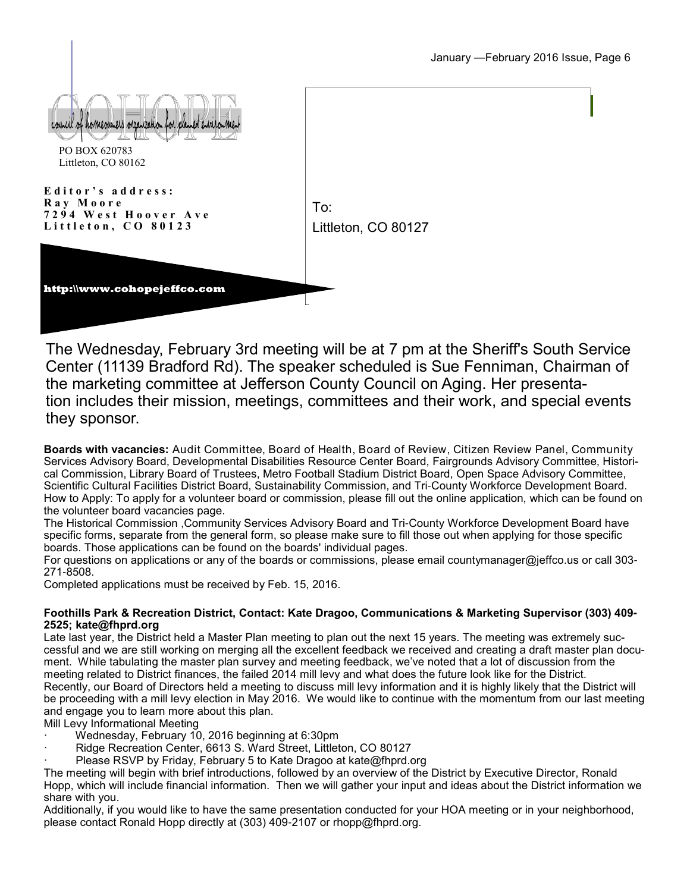COHOPE

council of homeowners organization for planned environment

PO BOX 620783
Littleton, CO 80162

**Editor's address:**
**Ray Moore**
**7294 West Hoover Ave**
**Littleton, CO 80123**

**http:\\www.cohopejeffco.com**

To:
Littleton, CO 80127

The Wednesday, February 3rd meeting will be at 7 pm at the Sheriff's South Service Center (11139 Bradford Rd). The speaker scheduled is Sue Fenniman, Chairman of the marketing committee at Jefferson County Council on Aging. Her presentation includes their mission, meetings, committees and their work, and special events they sponsor.

**Boards with vacancies:** Audit Committee, Board of Health, Board of Review, Citizen Review Panel, Community Services Advisory Board, Developmental Disabilities Resource Center Board, Fairgrounds Advisory Committee, Historical Commission, Library Board of Trustees, Metro Football Stadium District Board, Open Space Advisory Committee, Scientific Cultural Facilities District Board, Sustainability Commission, and Tri-County Workforce Development Board. How to Apply: To apply for a volunteer board or commission, please fill out the online application, which can be found on the volunteer board vacancies page.

The Historical Commission ,Community Services Advisory Board and Tri-County Workforce Development Board have specific forms, separate from the general form, so please make sure to fill those out when applying for those specific boards. Those applications can be found on the boards' individual pages.

For questions on applications or any of the boards or commissions, please email countymanager@jeffco.us or call 303-271-8508.

Completed applications must be received by Feb. 15, 2016.

**Foothills Park & Recreation District, Contact: Kate Dragoo, Communications & Marketing Supervisor (303) 409-2525; kate@fhprd.org**

Late last year, the District held a Master Plan meeting to plan out the next 15 years. The meeting was extremely successful and we are still working on merging all the excellent feedback we received and creating a draft master plan document. While tabulating the master plan survey and meeting feedback, we've noted that a lot of discussion from the meeting related to District finances, the failed 2014 mill levy and what does the future look like for the District.

Recently, our Board of Directors held a meeting to discuss mill levy information and it is highly likely that the District will be proceeding with a mill levy election in May 2016. We would like to continue with the momentum from our last meeting and engage you to learn more about this plan.

Mill Levy Informational Meeting

- Wednesday, February 10, 2016 beginning at 6:30pm
- Ridge Recreation Center, 6613 S. Ward Street, Littleton, CO 80127
- Please RSVP by Friday, February 5 to Kate Dragoo at kate@fhprd.org

The meeting will begin with brief introductions, followed by an overview of the District by Executive Director, Ronald Hopp, which will include financial information. Then we will gather your input and ideas about the District information we share with you.

Additionally, if you would like to have the same presentation conducted for your HOA meeting or in your neighborhood, please contact Ronald Hopp directly at (303) 409-2107 or rhopp@fhprd.org.